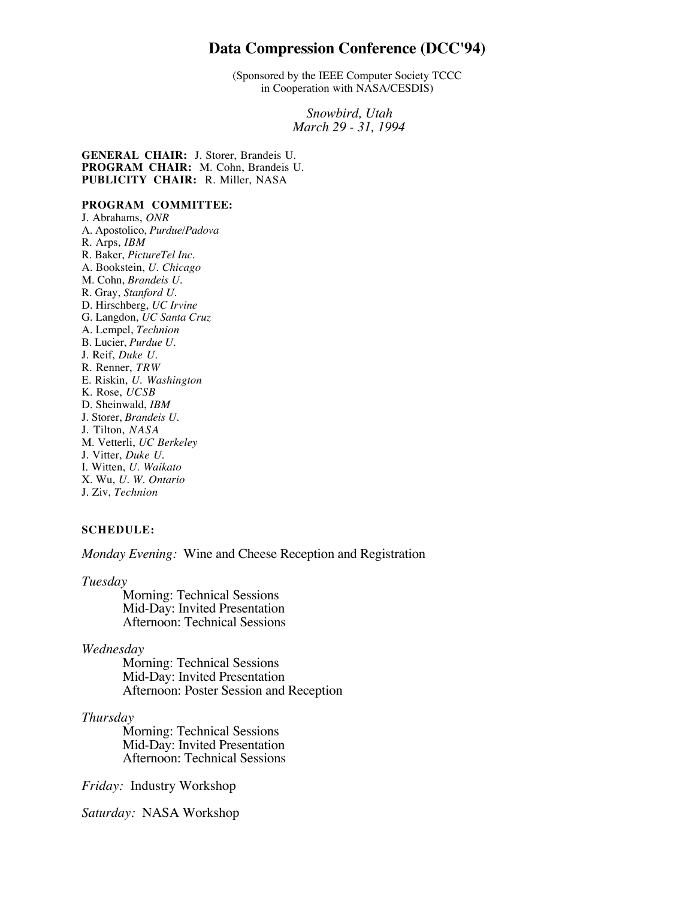# Data Compression Conference (DCC'94)

(Sponsored by the IEEE Computer Society TCCC
in Cooperation with NASA/CESDIS)

*Snowbird, Utah*
*March 29 - 31, 1994*

**GENERAL CHAIR:** J. Storer, Brandeis U.
**PROGRAM CHAIR:** M. Cohn, Brandeis U.
**PUBLICITY CHAIR:** R. Miller, NASA

**PROGRAM COMMITTEE:**

J. Abrahams, *ONR*
A. Apostolico, *Purdue/Padova*
R. Arps, *IBM*
R. Baker, *PictureTel Inc.*
A. Bookstein, *U. Chicago*
M. Cohn, *Brandeis U.*
R. Gray, *Stanford U.*
D. Hirschberg, *UC Irvine*
G. Langdon, *UC Santa Cruz*
A. Lempel, *Technion*
B. Lucier, *Purdue U.*
J. Reif, *Duke U.*
R. Renner, *TRW*
E. Riskin, *U. Washington*
K. Rose, *UCSB*
D. Sheinwald, *IBM*
J. Storer, *Brandeis U.*
J. Tilton, *NASA*
M. Vetterli, *UC Berkeley*
J. Vitter, *Duke U.*
I. Witten, *U. Waikato*
X. Wu, *U. W. Ontario*
J. Ziv, *Technion*

**SCHEDULE:**

*Monday Evening:* Wine and Cheese Reception and Registration

*Tuesday*

- Morning: Technical Sessions
- Mid-Day: Invited Presentation
- Afternoon: Technical Sessions

*Wednesday*

- Morning: Technical Sessions
- Mid-Day: Invited Presentation
- Afternoon: Poster Session and Reception

*Thursday*

- Morning: Technical Sessions
- Mid-Day: Invited Presentation
- Afternoon: Technical Sessions

*Friday:* Industry Workshop

*Saturday:* NASA Workshop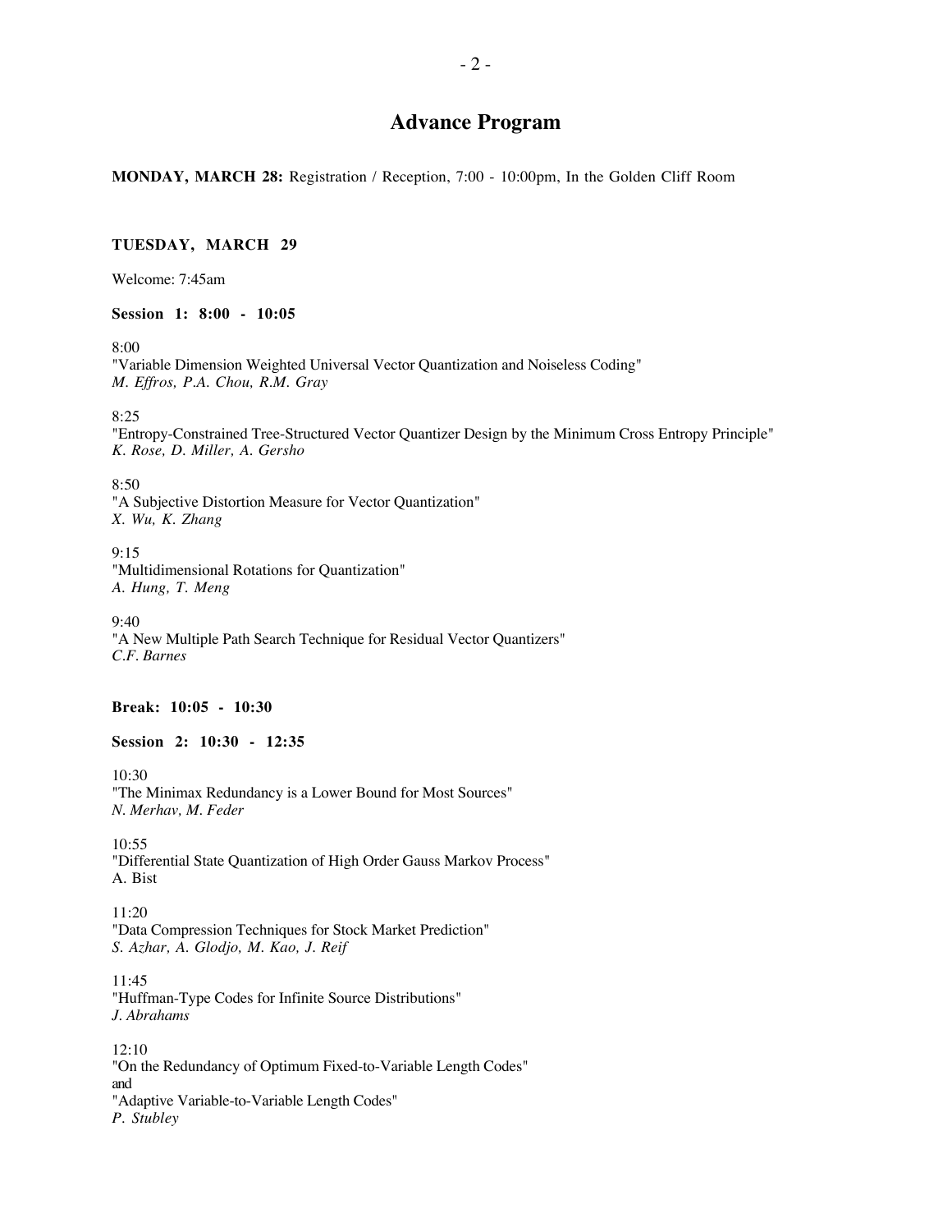# Advance Program

**MONDAY, MARCH 28:** Registration / Reception, 7:00 - 10:00pm, In the Golden Cliff Room

**TUESDAY, MARCH 29**

Welcome: 7:45am

**Session 1: 8:00 - 10:05**

8:00
"Variable Dimension Weighted Universal Vector Quantization and Noiseless Coding"
*M. Effros, P.A. Chou, R.M. Gray*

8:25
"Entropy-Constrained Tree-Structured Vector Quantizer Design by the Minimum Cross Entropy Principle"
*K. Rose, D. Miller, A. Gersho*

8:50
"A Subjective Distortion Measure for Vector Quantization"
*X. Wu, K. Zhang*

9:15
"Multidimensional Rotations for Quantization"
*A. Hung, T. Meng*

9:40
"A New Multiple Path Search Technique for Residual Vector Quantizers"
*C.F. Barnes*

**Break: 10:05 - 10:30**

**Session 2: 10:30 - 12:35**

10:30
"The Minimax Redundancy is a Lower Bound for Most Sources"
*N. Merhav, M. Feder*

10:55
"Differential State Quantization of High Order Gauss Markov Process"
A. Bist

11:20
"Data Compression Techniques for Stock Market Prediction"
*S. Azhar, A. Glodjo, M. Kao, J. Reif*

11:45
"Huffman-Type Codes for Infinite Source Distributions"
*J. Abrahams*

12:10
"On the Redundancy of Optimum Fixed-to-Variable Length Codes"
and
"Adaptive Variable-to-Variable Length Codes"
*P. Stubley*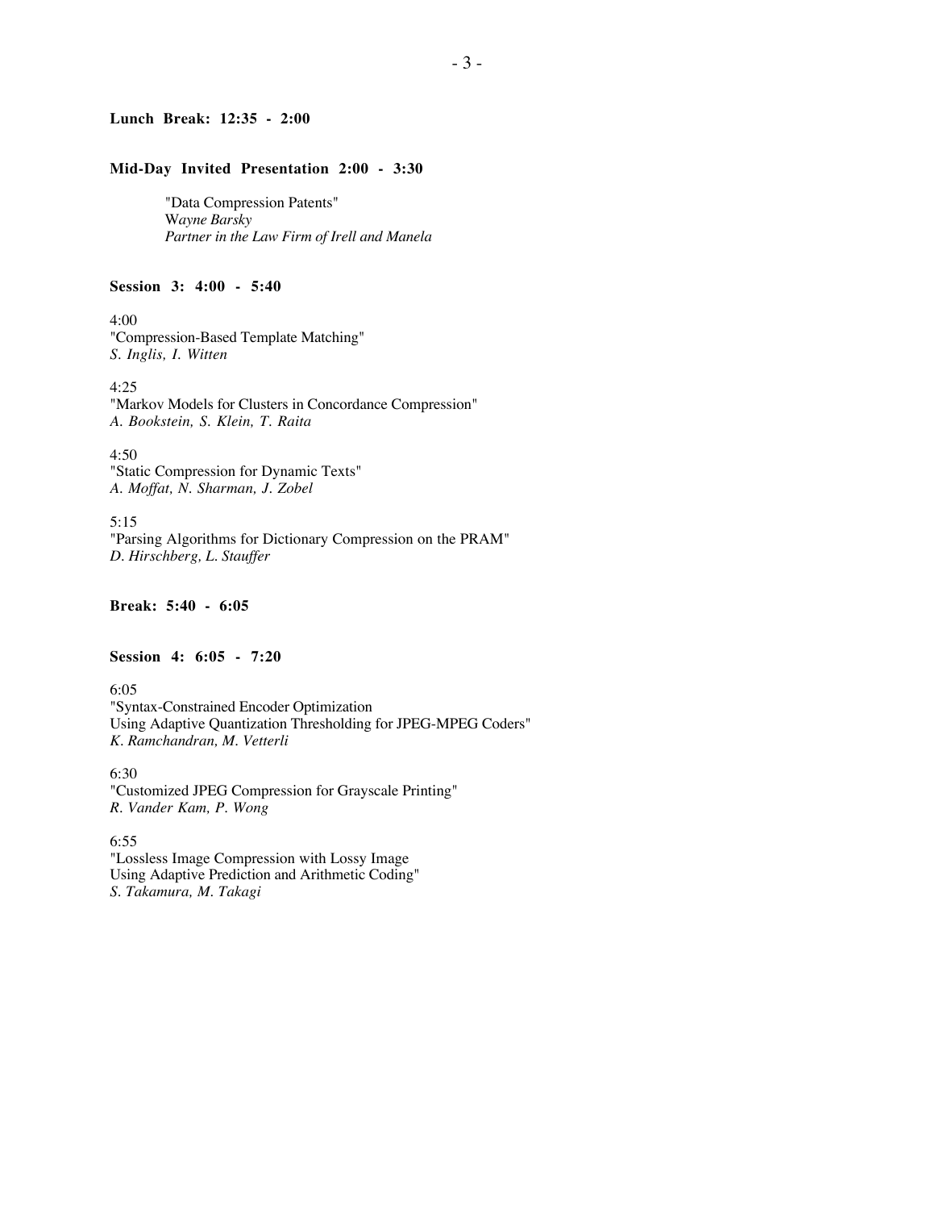**Lunch Break: 12:35 - 2:00**

**Mid-Day Invited Presentation 2:00 - 3:30**

"Data Compression Patents"
*Wayne Barsky*
*Partner in the Law Firm of Irell and Manela*

**Session 3: 4:00 - 5:40**

4:00
"Compression-Based Template Matching"
*S. Inglis, I. Witten*

4:25
"Markov Models for Clusters in Concordance Compression"
*A. Bookstein, S. Klein, T. Raita*

4:50
"Static Compression for Dynamic Texts"
*A. Moffat, N. Sharman, J. Zobel*

5:15
"Parsing Algorithms for Dictionary Compression on the PRAM"
*D. Hirschberg, L. Stauffer*

**Break: 5:40 - 6:05**

**Session 4: 6:05 - 7:20**

6:05
"Syntax-Constrained Encoder Optimization
Using Adaptive Quantization Thresholding for JPEG-MPEG Coders"
*K. Ramchandran, M. Vetterli*

6:30
"Customized JPEG Compression for Grayscale Printing"
*R. Vander Kam, P. Wong*

6:55
"Lossless Image Compression with Lossy Image
Using Adaptive Prediction and Arithmetic Coding"
*S. Takamura, M. Takagi*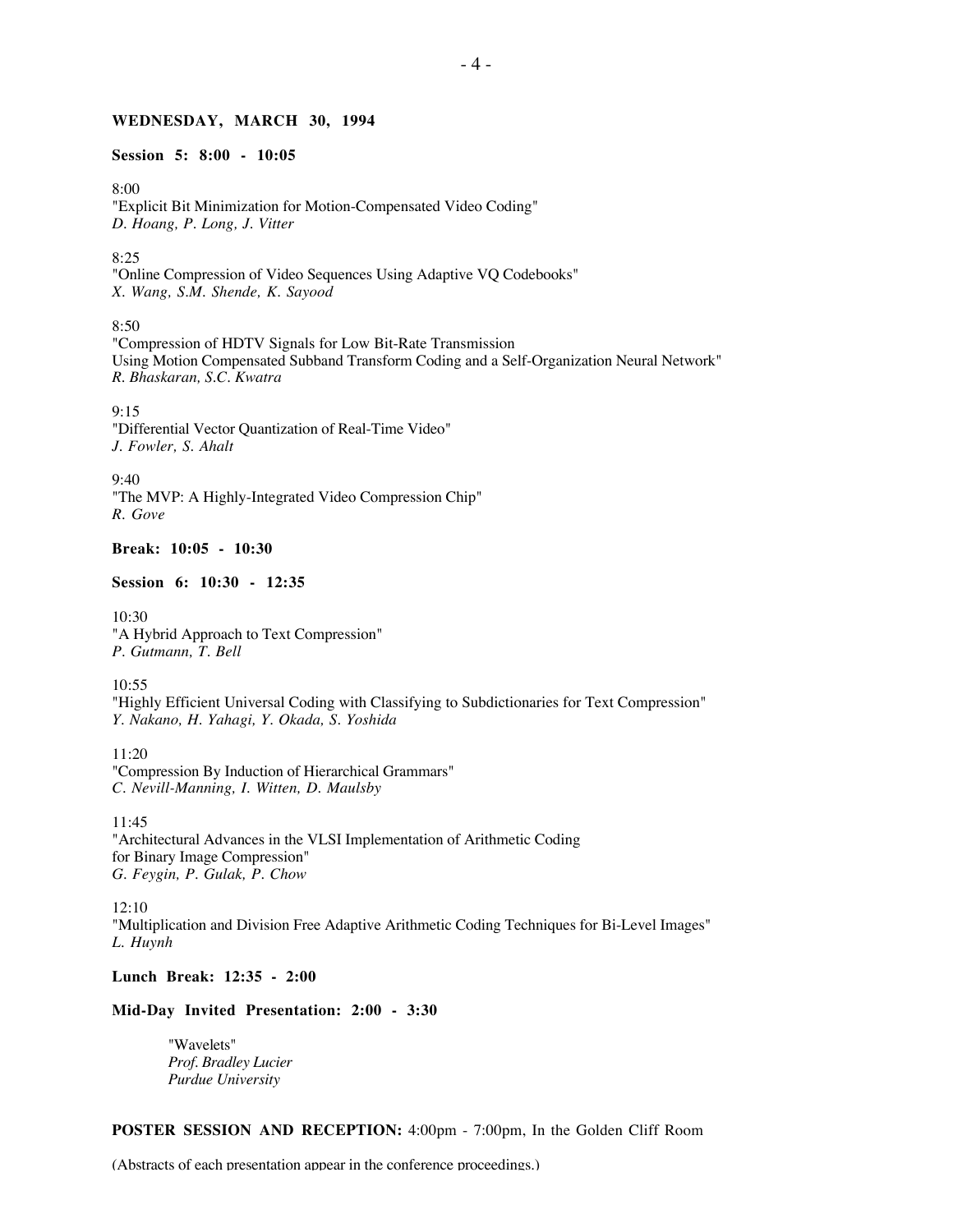## WEDNESDAY, MARCH 30, 1994

### Session 5: 8:00 - 10:05

8:00
"Explicit Bit Minimization for Motion-Compensated Video Coding"
*D. Hoang, P. Long, J. Vitter*

8:25
"Online Compression of Video Sequences Using Adaptive VQ Codebooks"
*X. Wang, S.M. Shende, K. Sayood*

8:50
"Compression of HDTV Signals for Low Bit-Rate Transmission
Using Motion Compensated Subband Transform Coding and a Self-Organization Neural Network"
*R. Bhaskaran, S.C. Kwatra*

9:15
"Differential Vector Quantization of Real-Time Video"
*J. Fowler, S. Ahalt*

9:40
"The MVP: A Highly-Integrated Video Compression Chip"
*R. Gove*

### Break: 10:05 - 10:30

### Session 6: 10:30 - 12:35

10:30
"A Hybrid Approach to Text Compression"
*P. Gutmann, T. Bell*

10:55
"Highly Efficient Universal Coding with Classifying to Subdictionaries for Text Compression"
*Y. Nakano, H. Yahagi, Y. Okada, S. Yoshida*

11:20
"Compression By Induction of Hierarchical Grammars"
*C. Nevill-Manning, I. Witten, D. Maulsby*

11:45
"Architectural Advances in the VLSI Implementation of Arithmetic Coding
for Binary Image Compression"
*G. Feygin, P. Gulak, P. Chow*

12:10
"Multiplication and Division Free Adaptive Arithmetic Coding Techniques for Bi-Level Images"
*L. Huynh*

### Lunch Break: 12:35 - 2:00

### Mid-Day Invited Presentation: 2:00 - 3:30

"Wavelets"
*Prof. Bradley Lucier*
*Purdue University*

**POSTER SESSION AND RECEPTION:** 4:00pm - 7:00pm, In the Golden Cliff Room

(Abstracts of each presentation appear in the conference proceedings.)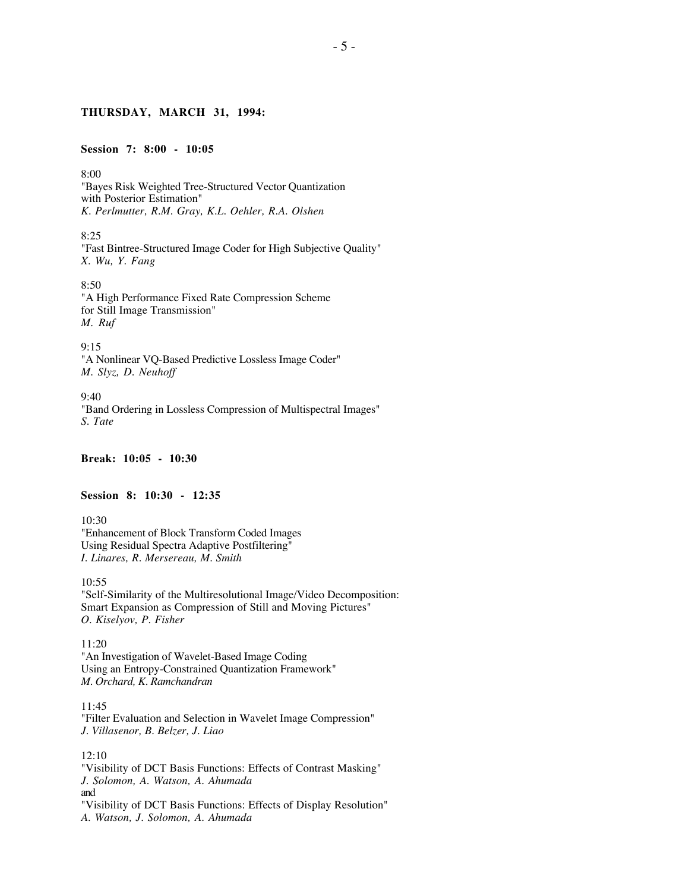**THURSDAY, MARCH 31, 1994:**

**Session 7: 8:00 - 10:05**

8:00
"Bayes Risk Weighted Tree-Structured Vector Quantization
with Posterior Estimation"
*K. Perlmutter, R.M. Gray, K.L. Oehler, R.A. Olshen*

8:25
"Fast Bintree-Structured Image Coder for High Subjective Quality"
*X. Wu, Y. Fang*

8:50
"A High Performance Fixed Rate Compression Scheme
for Still Image Transmission"
*M. Ruf*

9:15
"A Nonlinear VQ-Based Predictive Lossless Image Coder"
*M. Slyz, D. Neuhoff*

9:40
"Band Ordering in Lossless Compression of Multispectral Images"
*S. Tate*

**Break: 10:05 - 10:30**

**Session 8: 10:30 - 12:35**

10:30
"Enhancement of Block Transform Coded Images
Using Residual Spectra Adaptive Postfiltering"
*I. Linares, R. Mersereau, M. Smith*

10:55
"Self-Similarity of the Multiresolutional Image/Video Decomposition:
Smart Expansion as Compression of Still and Moving Pictures"
*O. Kiselyov, P. Fisher*

11:20
"An Investigation of Wavelet-Based Image Coding
Using an Entropy-Constrained Quantization Framework"
*M. Orchard, K. Ramchandran*

11:45
"Filter Evaluation and Selection in Wavelet Image Compression"
*J. Villasenor, B. Belzer, J. Liao*

12:10
"Visibility of DCT Basis Functions: Effects of Contrast Masking"
*J. Solomon, A. Watson, A. Ahumada*
and
"Visibility of DCT Basis Functions: Effects of Display Resolution"
*A. Watson, J. Solomon, A. Ahumada*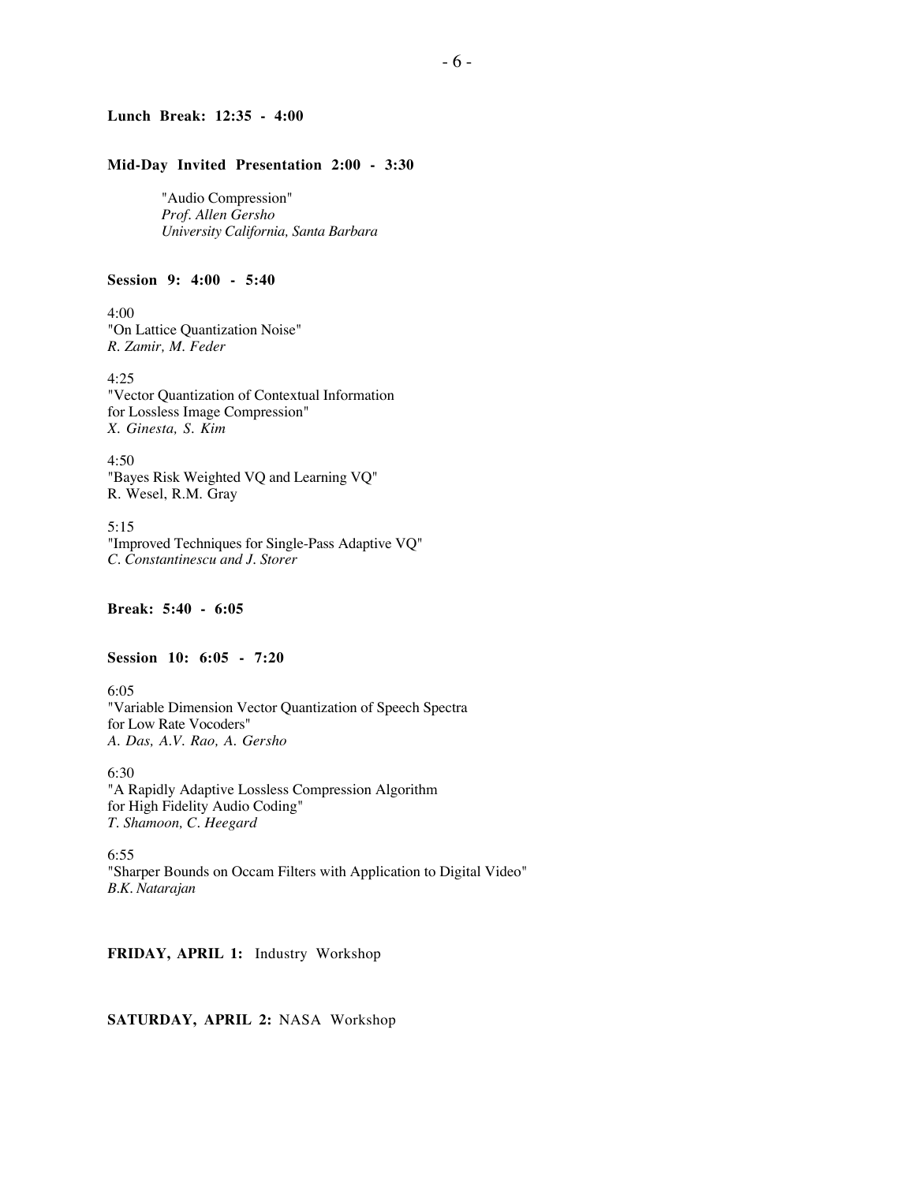**Lunch Break: 12:35 - 4:00**

**Mid-Day Invited Presentation 2:00 - 3:30**

"Audio Compression"
*Prof. Allen Gersho*
*University California, Santa Barbara*

**Session 9: 4:00 - 5:40**

4:00
"On Lattice Quantization Noise"
*R. Zamir, M. Feder*

4:25
"Vector Quantization of Contextual Information for Lossless Image Compression"
*X. Ginesta, S. Kim*

4:50
"Bayes Risk Weighted VQ and Learning VQ"
R. Wesel, R.M. Gray

5:15
"Improved Techniques for Single-Pass Adaptive VQ"
*C. Constantinescu and J. Storer*

**Break: 5:40 - 6:05**

**Session 10: 6:05 - 7:20**

6:05
"Variable Dimension Vector Quantization of Speech Spectra for Low Rate Vocoders"
*A. Das, A.V. Rao, A. Gersho*

6:30
"A Rapidly Adaptive Lossless Compression Algorithm for High Fidelity Audio Coding"
*T. Shamoon, C. Heegard*

6:55
"Sharper Bounds on Occam Filters with Application to Digital Video"
*B.K. Natarajan*

**FRIDAY, APRIL 1:** Industry Workshop

**SATURDAY, APRIL 2:** NASA Workshop